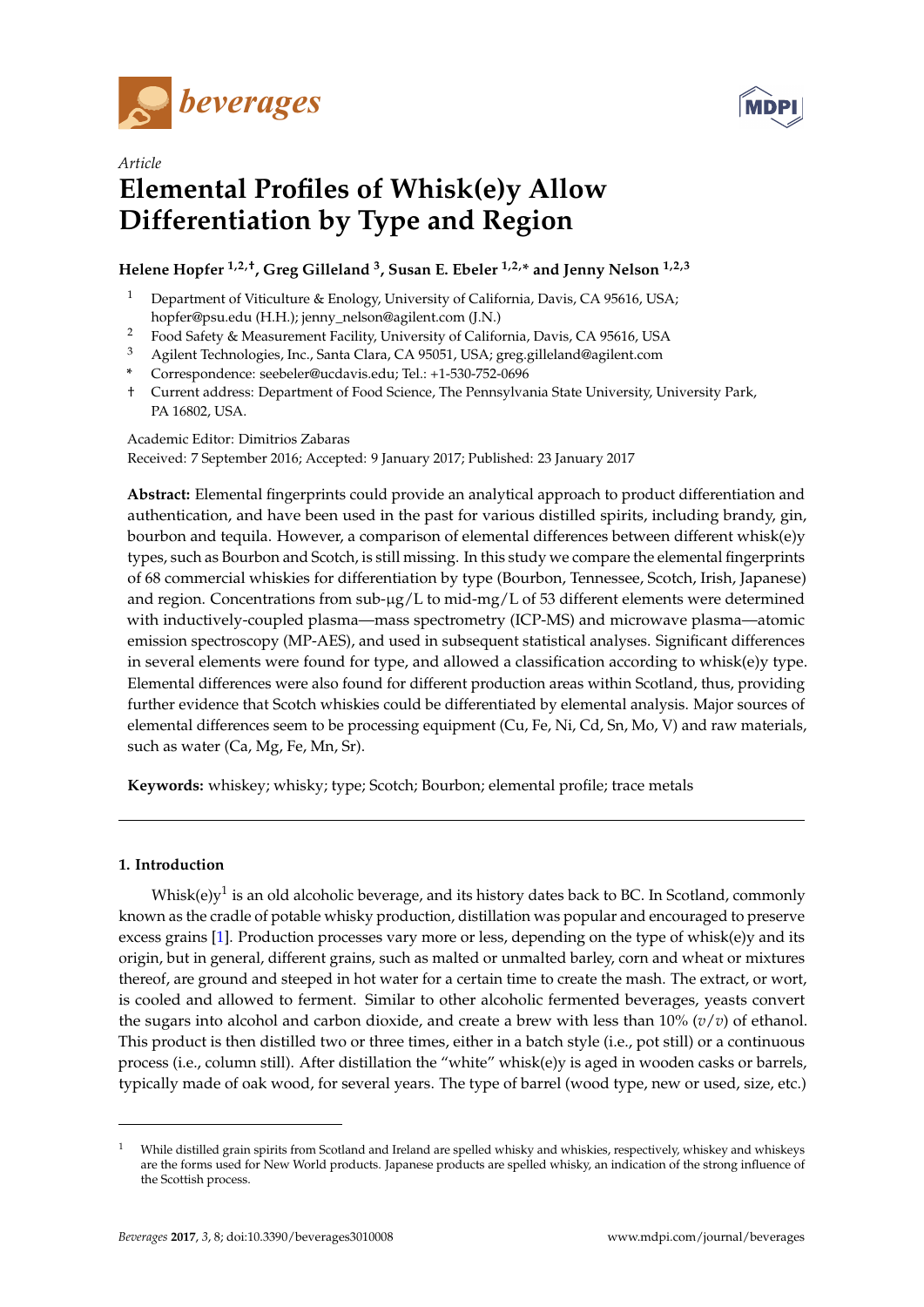Article

# Elemental Profiles of Whisk(e)y Allow Differentiation by Type and Region

**Helene Hopfer [1,2,†], Greg Gilleland [3], Susan E. Ebeler [1,2,*] and Jenny Nelson [1,2,3]**

1. Department of Viticulture & Enology, University of California, Davis, CA 95616, USA; hopfer@psu.edu (H.H.); jenny_nelson@agilent.com (J.N.)
2. Food Safety & Measurement Facility, University of California, Davis, CA 95616, USA
3. Agilent Technologies, Inc., Santa Clara, CA 95051, USA; greg.gilleland@agilent.com

\* Correspondence: seebeler@ucdavis.edu; Tel.: +1-530-752-0696

† Current address: Department of Food Science, The Pennsylvania State University, University Park, PA 16802, USA.

Academic Editor: Dimitrios Zabaras

Received: 7 September 2016; Accepted: 9 January 2017; Published: 23 January 2017

**Abstract:** Elemental fingerprints could provide an analytical approach to product differentiation and authentication, and have been used in the past for various distilled spirits, including brandy, gin, bourbon and tequila. However, a comparison of elemental differences between different whisk(e)y types, such as Bourbon and Scotch, is still missing. In this study we compare the elemental fingerprints of 68 commercial whiskies for differentiation by type (Bourbon, Tennessee, Scotch, Irish, Japanese) and region. Concentrations from sub-μg/L to mid-mg/L of 53 different elements were determined with inductively-coupled plasma—mass spectrometry (ICP-MS) and microwave plasma—atomic emission spectroscopy (MP-AES), and used in subsequent statistical analyses. Significant differences in several elements were found for type, and allowed a classification according to whisk(e)y type. Elemental differences were also found for different production areas within Scotland, thus, providing further evidence that Scotch whiskies could be differentiated by elemental analysis. Major sources of elemental differences seem to be processing equipment (Cu, Fe, Ni, Cd, Sn, Mo, V) and raw materials, such as water (Ca, Mg, Fe, Mn, Sr).

**Keywords:** whiskey; whisky; type; Scotch; Bourbon; elemental profile; trace metals

## 1. Introduction

Whisk(e)y[1] is an old alcoholic beverage, and its history dates back to BC. In Scotland, commonly known as the cradle of potable whisky production, distillation was popular and encouraged to preserve excess grains [1]. Production processes vary more or less, depending on the type of whisk(e)y and its origin, but in general, different grains, such as malted or unmalted barley, corn and wheat or mixtures thereof, are ground and steeped in hot water for a certain time to create the mash. The extract, or wort, is cooled and allowed to ferment. Similar to other alcoholic fermented beverages, yeasts convert the sugars into alcohol and carbon dioxide, and create a brew with less than 10% ($v/v$) of ethanol. This product is then distilled two or three times, either in a batch style (i.e., pot still) or a continuous process (i.e., column still). After distillation the "white" whisk(e)y is aged in wooden casks or barrels, typically made of oak wood, for several years. The type of barrel (wood type, new or used, size, etc.)

[1] While distilled grain spirits from Scotland and Ireland are spelled whisky and whiskies, respectively, whiskey and whiskeys are the forms used for New World products. Japanese products are spelled whisky, an indication of the strong influence of the Scottish process.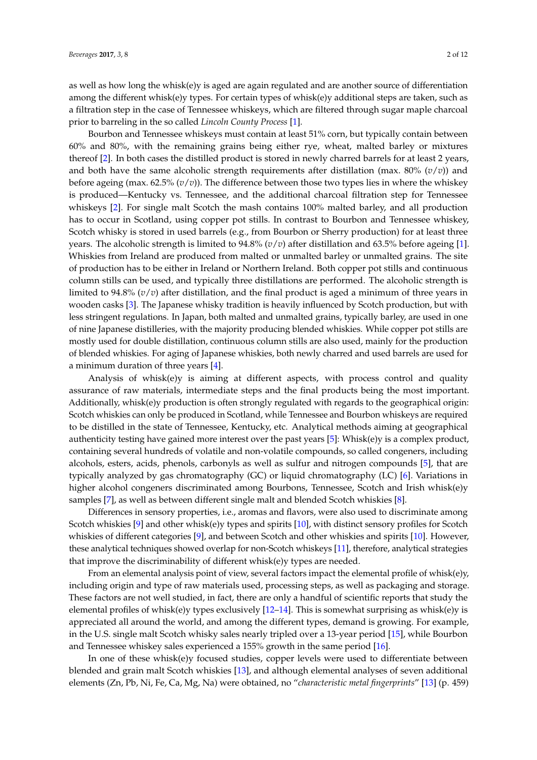as well as how long the whisk(e)y is aged are again regulated and are another source of differentiation among the different whisk(e)y types. For certain types of whisk(e)y additional steps are taken, such as a filtration step in the case of Tennessee whiskeys, which are filtered through sugar maple charcoal prior to barreling in the so called *Lincoln County Process* [1].

Bourbon and Tennessee whiskeys must contain at least 51% corn, but typically contain between 60% and 80%, with the remaining grains being either rye, wheat, malted barley or mixtures thereof [2]. In both cases the distilled product is stored in newly charred barrels for at least 2 years, and both have the same alcoholic strength requirements after distillation (max. 80% ($v/v$)) and before ageing (max. 62.5% ($v/v$)). The difference between those two types lies in where the whiskey is produced—Kentucky vs. Tennessee, and the additional charcoal filtration step for Tennessee whiskeys [2]. For single malt Scotch the mash contains 100% malted barley, and all production has to occur in Scotland, using copper pot stills. In contrast to Bourbon and Tennessee whiskey, Scotch whisky is stored in used barrels (e.g., from Bourbon or Sherry production) for at least three years. The alcoholic strength is limited to 94.8% ($v/v$) after distillation and 63.5% before ageing [1]. Whiskies from Ireland are produced from malted or unmalted barley or unmalted grains. The site of production has to be either in Ireland or Northern Ireland. Both copper pot stills and continuous column stills can be used, and typically three distillations are performed. The alcoholic strength is limited to 94.8% ($v/v$) after distillation, and the final product is aged a minimum of three years in wooden casks [3]. The Japanese whisky tradition is heavily influenced by Scotch production, but with less stringent regulations. In Japan, both malted and unmalted grains, typically barley, are used in one of nine Japanese distilleries, with the majority producing blended whiskies. While copper pot stills are mostly used for double distillation, continuous column stills are also used, mainly for the production of blended whiskies. For aging of Japanese whiskies, both newly charred and used barrels are used for a minimum duration of three years [4].

Analysis of whisk(e)y is aiming at different aspects, with process control and quality assurance of raw materials, intermediate steps and the final products being the most important. Additionally, whisk(e)y production is often strongly regulated with regards to the geographical origin: Scotch whiskies can only be produced in Scotland, while Tennessee and Bourbon whiskeys are required to be distilled in the state of Tennessee, Kentucky, etc. Analytical methods aiming at geographical authenticity testing have gained more interest over the past years [5]: Whisk(e)y is a complex product, containing several hundreds of volatile and non-volatile compounds, so called congeners, including alcohols, esters, acids, phenols, carbonyls as well as sulfur and nitrogen compounds [5], that are typically analyzed by gas chromatography (GC) or liquid chromatography (LC) [6]. Variations in higher alcohol congeners discriminated among Bourbons, Tennessee, Scotch and Irish whisk(e)y samples [7], as well as between different single malt and blended Scotch whiskies [8].

Differences in sensory properties, i.e., aromas and flavors, were also used to discriminate among Scotch whiskies [9] and other whisk(e)y types and spirits [10], with distinct sensory profiles for Scotch whiskies of different categories [9], and between Scotch and other whiskies and spirits [10]. However, these analytical techniques showed overlap for non-Scotch whiskeys [11], therefore, analytical strategies that improve the discriminability of different whisk(e)y types are needed.

From an elemental analysis point of view, several factors impact the elemental profile of whisk(e)y, including origin and type of raw materials used, processing steps, as well as packaging and storage. These factors are not well studied, in fact, there are only a handful of scientific reports that study the elemental profiles of whisk(e)y types exclusively [12–14]. This is somewhat surprising as whisk(e)y is appreciated all around the world, and among the different types, demand is growing. For example, in the U.S. single malt Scotch whisky sales nearly tripled over a 13-year period [15], while Bourbon and Tennessee whiskey sales experienced a 155% growth in the same period [16].

In one of these whisk(e)y focused studies, copper levels were used to differentiate between blended and grain malt Scotch whiskies [13], and although elemental analyses of seven additional elements (Zn, Pb, Ni, Fe, Ca, Mg, Na) were obtained, no "*characteristic metal fingerprints*" [13] (p. 459)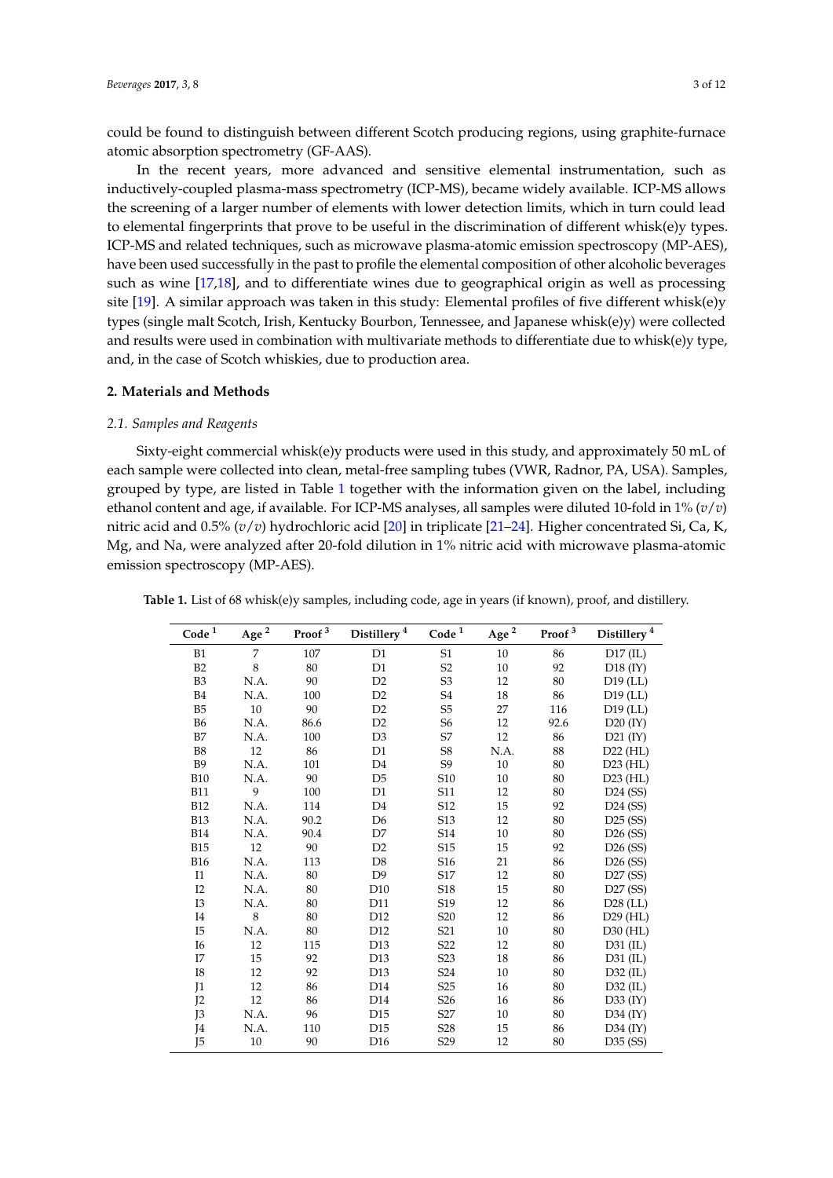could be found to distinguish between different Scotch producing regions, using graphite-furnace atomic absorption spectrometry (GF-AAS).

In the recent years, more advanced and sensitive elemental instrumentation, such as inductively-coupled plasma-mass spectrometry (ICP-MS), became widely available. ICP-MS allows the screening of a larger number of elements with lower detection limits, which in turn could lead to elemental fingerprints that prove to be useful in the discrimination of different whisk(e)y types. ICP-MS and related techniques, such as microwave plasma-atomic emission spectroscopy (MP-AES), have been used successfully in the past to profile the elemental composition of other alcoholic beverages such as wine [17,18], and to differentiate wines due to geographical origin as well as processing site [19]. A similar approach was taken in this study: Elemental profiles of five different whisk(e)y types (single malt Scotch, Irish, Kentucky Bourbon, Tennessee, and Japanese whisk(e)y) were collected and results were used in combination with multivariate methods to differentiate due to whisk(e)y type, and, in the case of Scotch whiskies, due to production area.

## 2. Materials and Methods

### 2.1. Samples and Reagents

Sixty-eight commercial whisk(e)y products were used in this study, and approximately 50 mL of each sample were collected into clean, metal-free sampling tubes (VWR, Radnor, PA, USA). Samples, grouped by type, are listed in Table 1 together with the information given on the label, including ethanol content and age, if available. For ICP-MS analyses, all samples were diluted 10-fold in 1% ($v/v$) nitric acid and 0.5% ($v/v$) hydrochloric acid [20] in triplicate [21–24]. Higher concentrated Si, Ca, K, Mg, and Na, were analyzed after 20-fold dilution in 1% nitric acid with microwave plasma-atomic emission spectroscopy (MP-AES).

**Table 1.** List of 68 whisk(e)y samples, including code, age in years (if known), proof, and distillery.

| Code [1] | Age [2] | Proof [3] | Distillery [4] | Code [1] | Age [2] | Proof [3] | Distillery [4] |
|---|---|---|---|---|---|---|---|
| B1 | 7 | 107 | D1 | S1 | 10 | 86 | D17 (IL) |
| B2 | 8 | 80 | D1 | S2 | 10 | 92 | D18 (IY) |
| B3 | N.A. | 90 | D2 | S3 | 12 | 80 | D19 (LL) |
| B4 | N.A. | 100 | D2 | S4 | 18 | 86 | D19 (LL) |
| B5 | 10 | 90 | D2 | S5 | 27 | 116 | D19 (LL) |
| B6 | N.A. | 86.6 | D2 | S6 | 12 | 92.6 | D20 (IY) |
| B7 | N.A. | 100 | D3 | S7 | 12 | 86 | D21 (IY) |
| B8 | 12 | 86 | D1 | S8 | N.A. | 88 | D22 (HL) |
| B9 | N.A. | 101 | D4 | S9 | 10 | 80 | D23 (HL) |
| B10 | N.A. | 90 | D5 | S10 | 10 | 80 | D23 (HL) |
| B11 | 9 | 100 | D1 | S11 | 12 | 80 | D24 (SS) |
| B12 | N.A. | 114 | D4 | S12 | 15 | 92 | D24 (SS) |
| B13 | N.A. | 90.2 | D6 | S13 | 12 | 80 | D25 (SS) |
| B14 | N.A. | 90.4 | D7 | S14 | 10 | 80 | D26 (SS) |
| B15 | 12 | 90 | D2 | S15 | 15 | 92 | D26 (SS) |
| B16 | N.A. | 113 | D8 | S16 | 21 | 86 | D26 (SS) |
| I1 | N.A. | 80 | D9 | S17 | 12 | 80 | D27 (SS) |
| I2 | N.A. | 80 | D10 | S18 | 15 | 80 | D27 (SS) |
| I3 | N.A. | 80 | D11 | S19 | 12 | 86 | D28 (LL) |
| I4 | 8 | 80 | D12 | S20 | 12 | 86 | D29 (HL) |
| I5 | N.A. | 80 | D12 | S21 | 10 | 80 | D30 (HL) |
| I6 | 12 | 115 | D13 | S22 | 12 | 80 | D31 (IL) |
| I7 | 15 | 92 | D13 | S23 | 18 | 86 | D31 (IL) |
| I8 | 12 | 92 | D13 | S24 | 10 | 80 | D32 (IL) |
| J1 | 12 | 86 | D14 | S25 | 16 | 80 | D32 (IL) |
| J2 | 12 | 86 | D14 | S26 | 16 | 86 | D33 (IY) |
| J3 | N.A. | 96 | D15 | S27 | 10 | 80 | D34 (IY) |
| J4 | N.A. | 110 | D15 | S28 | 15 | 86 | D34 (IY) |
| J5 | 10 | 90 | D16 | S29 | 12 | 80 | D35 (SS) |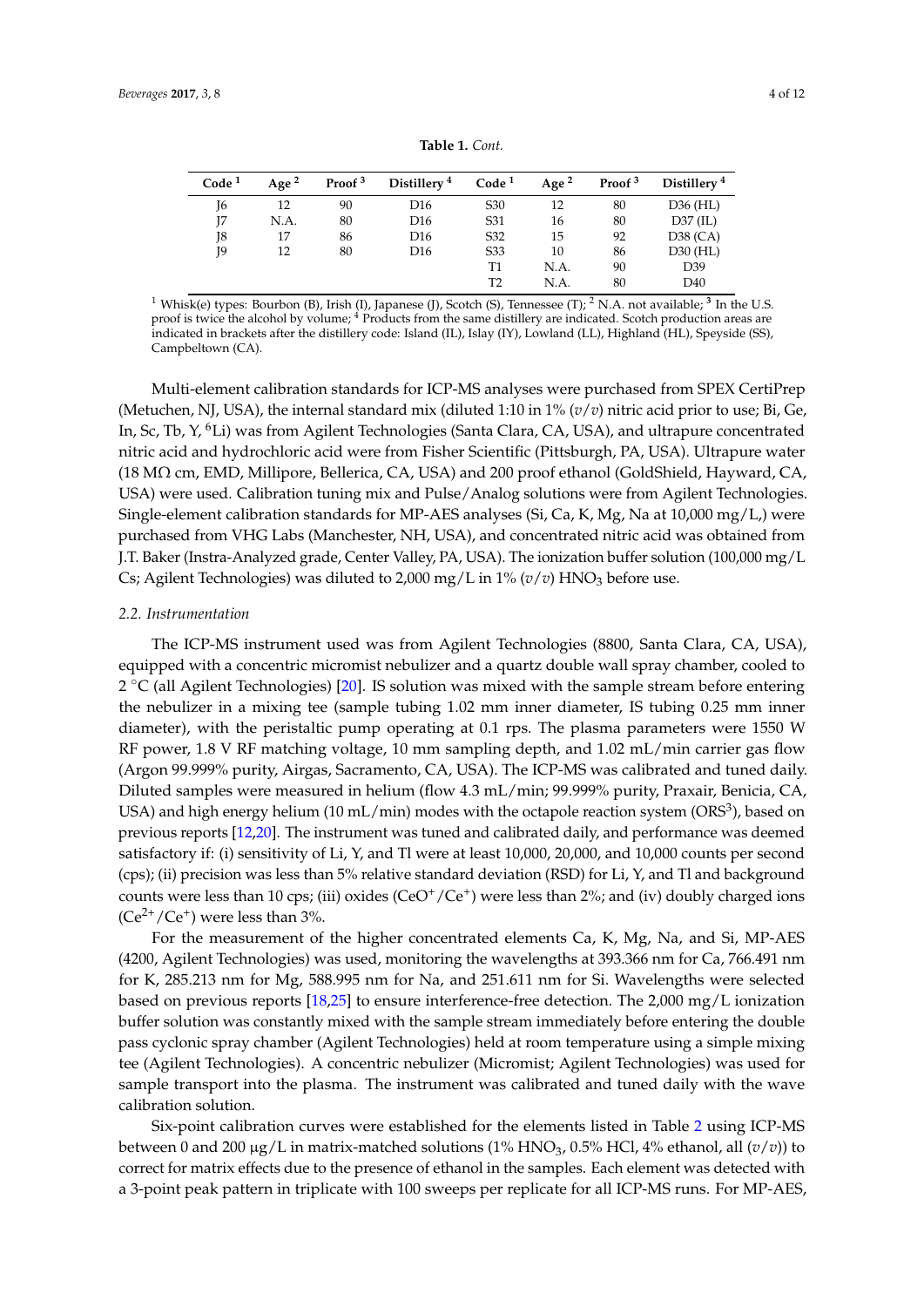**Table 1.** *Cont.*

| Code [1] | Age [2] | Proof [3] | Distillery [4] | Code [1] | Age [2] | Proof [3] | Distillery [4] |
|---|---|---|---|---|---|---|---|
| J6 | 12 | 90 | D16 | S30 | 12 | 80 | D36 (HL) |
| J7 | N.A. | 80 | D16 | S31 | 16 | 80 | D37 (IL) |
| J8 | 17 | 86 | D16 | S32 | 15 | 92 | D38 (CA) |
| J9 | 12 | 80 | D16 | S33 | 10 | 86 | D30 (HL) |
| | | | | T1 | N.A. | 90 | D39 |
| | | | | T2 | N.A. | 80 | D40 |

[1] Whisk(e) types: Bourbon (B), Irish (I), Japanese (J), Scotch (S), Tennessee (T); [2] N.A. not available; [3] In the U.S. proof is twice the alcohol by volume; [4] Products from the same distillery are indicated. Scotch production areas are indicated in brackets after the distillery code: Island (IL), Islay (IY), Lowland (LL), Highland (HL), Speyside (SS), Campbeltown (CA).

Multi-element calibration standards for ICP-MS analyses were purchased from SPEX CertiPrep (Metuchen, NJ, USA), the internal standard mix (diluted 1:10 in 1% (*v*/*v*) nitric acid prior to use; Bi, Ge, In, Sc, Tb, Y, $^{6}$Li) was from Agilent Technologies (Santa Clara, CA, USA), and ultrapure concentrated nitric acid and hydrochloric acid were from Fisher Scientific (Pittsburgh, PA, USA). Ultrapure water (18 MΩ cm, EMD, Millipore, Bellerica, CA, USA) and 200 proof ethanol (GoldShield, Hayward, CA, USA) were used. Calibration tuning mix and Pulse/Analog solutions were from Agilent Technologies. Single-element calibration standards for MP-AES analyses (Si, Ca, K, Mg, Na at 10,000 mg/L,) were purchased from VHG Labs (Manchester, NH, USA), and concentrated nitric acid was obtained from J.T. Baker (Instra-Analyzed grade, Center Valley, PA, USA). The ionization buffer solution (100,000 mg/L Cs; Agilent Technologies) was diluted to 2,000 mg/L in 1% (*v*/*v*) $HNO_3$ before use.

### 2.2. Instrumentation

The ICP-MS instrument used was from Agilent Technologies (8800, Santa Clara, CA, USA), equipped with a concentric micromist nebulizer and a quartz double wall spray chamber, cooled to 2 °C (all Agilent Technologies) [20]. IS solution was mixed with the sample stream before entering the nebulizer in a mixing tee (sample tubing 1.02 mm inner diameter, IS tubing 0.25 mm inner diameter), with the peristaltic pump operating at 0.1 rps. The plasma parameters were 1550 W RF power, 1.8 V RF matching voltage, 10 mm sampling depth, and 1.02 mL/min carrier gas flow (Argon 99.999% purity, Airgas, Sacramento, CA, USA). The ICP-MS was calibrated and tuned daily. Diluted samples were measured in helium (flow 4.3 mL/min; 99.999% purity, Praxair, Benicia, CA, USA) and high energy helium (10 mL/min) modes with the octopole reaction system (ORS$^3$), based on previous reports [12,20]. The instrument was tuned and calibrated daily, and performance was deemed satisfactory if: (i) sensitivity of Li, Y, and Tl were at least 10,000, 20,000, and 10,000 counts per second (cps); (ii) precision was less than 5% relative standard deviation (RSD) for Li, Y, and Tl and background counts were less than 10 cps; (iii) oxides ($CeO^+/Ce^+$) were less than 2%; and (iv) doubly charged ions ($Ce^{2+}/Ce^+$) were less than 3%.

For the measurement of the higher concentrated elements Ca, K, Mg, Na, and Si, MP-AES (4200, Agilent Technologies) was used, monitoring the wavelengths at 393.366 nm for Ca, 766.491 nm for K, 285.213 nm for Mg, 588.995 nm for Na, and 251.611 nm for Si. Wavelengths were selected based on previous reports [18,25] to ensure interference-free detection. The 2,000 mg/L ionization buffer solution was constantly mixed with the sample stream immediately before entering the double pass cyclonic spray chamber (Agilent Technologies) held at room temperature using a simple mixing tee (Agilent Technologies). A concentric nebulizer (Micromist; Agilent Technologies) was used for sample transport into the plasma. The instrument was calibrated and tuned daily with the wave calibration solution.

Six-point calibration curves were established for the elements listed in Table 2 using ICP-MS between 0 and 200 µg/L in matrix-matched solutions (1% $HNO_3$, 0.5% HCl, 4% ethanol, all (*v*/*v*)) to correct for matrix effects due to the presence of ethanol in the samples. Each element was detected with a 3-point peak pattern in triplicate with 100 sweeps per replicate for all ICP-MS runs. For MP-AES,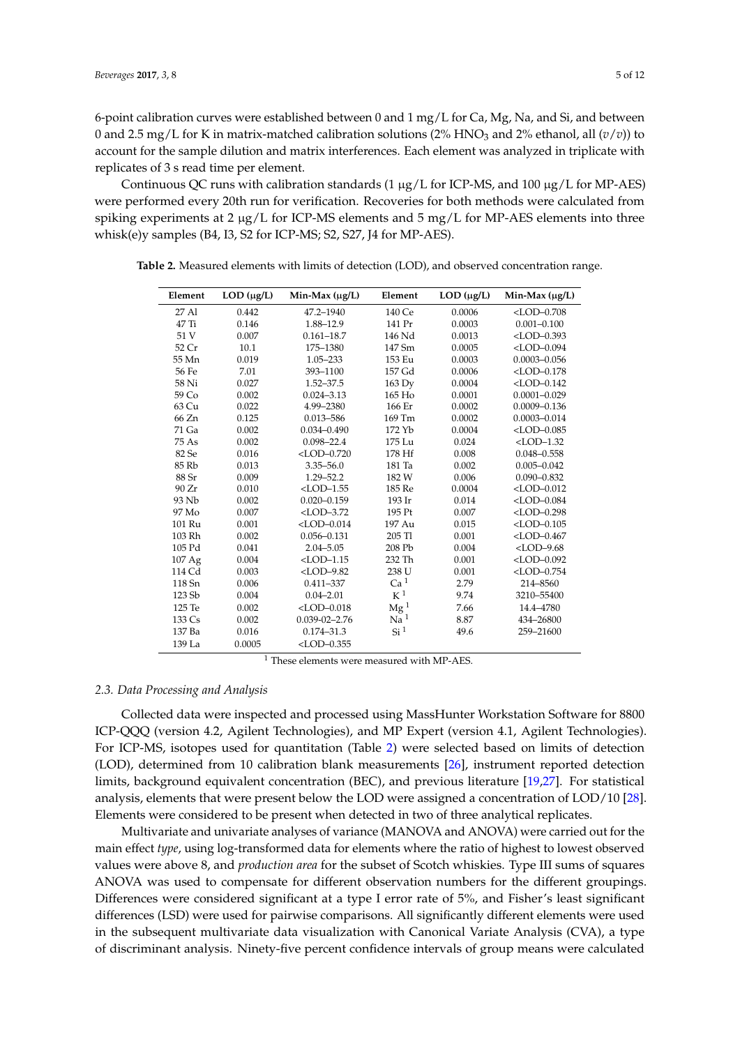6-point calibration curves were established between 0 and 1 mg/L for Ca, Mg, Na, and Si, and between 0 and 2.5 mg/L for K in matrix-matched calibration solutions (2% $HNO_3$ and 2% ethanol, all ($v/v$)) to account for the sample dilution and matrix interferences. Each element was analyzed in triplicate with replicates of 3 s read time per element.

Continuous QC runs with calibration standards (1 µg/L for ICP-MS, and 100 µg/L for MP-AES) were performed every 20th run for verification. Recoveries for both methods were calculated from spiking experiments at 2 µg/L for ICP-MS elements and 5 mg/L for MP-AES elements into three whisk(e)y samples (B4, I3, S2 for ICP-MS; S2, S27, J4 for MP-AES).

**Table 2.** Measured elements with limits of detection (LOD), and observed concentration range.

| Element | LOD (µg/L) | Min-Max (µg/L) | Element | LOD (µg/L) | Min-Max (µg/L) |
|---|---|---|---|---|---|
| 27 Al | 0.442 | 47.2–1940 | 140 Ce | 0.0006 | <LOD–0.708 |
| 47 Ti | 0.146 | 1.88–12.9 | 141 Pr | 0.0003 | 0.001–0.100 |
| 51 V | 0.007 | 0.161–18.7 | 146 Nd | 0.0013 | <LOD–0.393 |
| 52 Cr | 10.1 | 175–1380 | 147 Sm | 0.0005 | <LOD–0.094 |
| 55 Mn | 0.019 | 1.05–233 | 153 Eu | 0.0003 | 0.0003–0.056 |
| 56 Fe | 7.01 | 393–1100 | 157 Gd | 0.0006 | <LOD–0.178 |
| 58 Ni | 0.027 | 1.52–37.5 | 163 Dy | 0.0004 | <LOD–0.142 |
| 59 Co | 0.002 | 0.024–3.13 | 165 Ho | 0.0001 | 0.0001–0.029 |
| 63 Cu | 0.022 | 4.99–2380 | 166 Er | 0.0002 | 0.0009–0.136 |
| 66 Zn | 0.125 | 0.013–586 | 169 Tm | 0.0002 | 0.0003–0.014 |
| 71 Ga | 0.002 | 0.034–0.490 | 172 Yb | 0.0004 | <LOD–0.085 |
| 75 As | 0.002 | 0.098–22.4 | 175 Lu | 0.024 | <LOD–1.32 |
| 82 Se | 0.016 | <LOD–0.720 | 178 Hf | 0.008 | 0.048–0.558 |
| 85 Rb | 0.013 | 3.35–56.0 | 181 Ta | 0.002 | 0.005–0.042 |
| 88 Sr | 0.009 | 1.29–52.2 | 182 W | 0.006 | 0.090–0.832 |
| 90 Zr | 0.010 | <LOD–1.55 | 185 Re | 0.0004 | <LOD–0.012 |
| 93 Nb | 0.002 | 0.020–0.159 | 193 Ir | 0.014 | <LOD–0.084 |
| 97 Mo | 0.007 | <LOD–3.72 | 195 Pt | 0.007 | <LOD–0.298 |
| 101 Ru | 0.001 | <LOD–0.014 | 197 Au | 0.015 | <LOD–0.105 |
| 103 Rh | 0.002 | 0.056–0.131 | 205 Tl | 0.001 | <LOD–0.467 |
| 105 Pd | 0.041 | 2.04–5.05 | 208 Pb | 0.004 | <LOD–9.68 |
| 107 Ag | 0.004 | <LOD–1.15 | 232 Th | 0.001 | <LOD–0.092 |
| 114 Cd | 0.003 | <LOD–9.82 | 238 U | 0.001 | <LOD–0.754 |
| 118 Sn | 0.006 | 0.411–337 | Ca [1] | 2.79 | 214–8560 |
| 123 Sb | 0.004 | 0.04–2.01 | K [1] | 9.74 | 3210–55400 |
| 125 Te | 0.002 | <LOD–0.018 | Mg [1] | 7.66 | 14.4–4780 |
| 133 Cs | 0.002 | 0.039-02–2.76 | Na [1] | 8.87 | 434–26800 |
| 137 Ba | 0.016 | 0.174–31.3 | Si [1] | 49.6 | 259–21600 |
| 139 La | 0.0005 | <LOD–0.355 | | | |

[1] These elements were measured with MP-AES.

### 2.3. Data Processing and Analysis

Collected data were inspected and processed using MassHunter Workstation Software for 8800 ICP-QQQ (version 4.2, Agilent Technologies), and MP Expert (version 4.1, Agilent Technologies). For ICP-MS, isotopes used for quantitation (Table 2) were selected based on limits of detection (LOD), determined from 10 calibration blank measurements [26], instrument reported detection limits, background equivalent concentration (BEC), and previous literature [19,27]. For statistical analysis, elements that were present below the LOD were assigned a concentration of LOD/10 [28]. Elements were considered to be present when detected in two of three analytical replicates.

Multivariate and univariate analyses of variance (MANOVA and ANOVA) were carried out for the main effect *type*, using log-transformed data for elements where the ratio of highest to lowest observed values were above 8, and *production area* for the subset of Scotch whiskies. Type III sums of squares ANOVA was used to compensate for different observation numbers for the different groupings. Differences were considered significant at a type I error rate of 5%, and Fisher's least significant differences (LSD) were used for pairwise comparisons. All significantly different elements were used in the subsequent multivariate data visualization with Canonical Variate Analysis (CVA), a type of discriminant analysis. Ninety-five percent confidence intervals of group means were calculated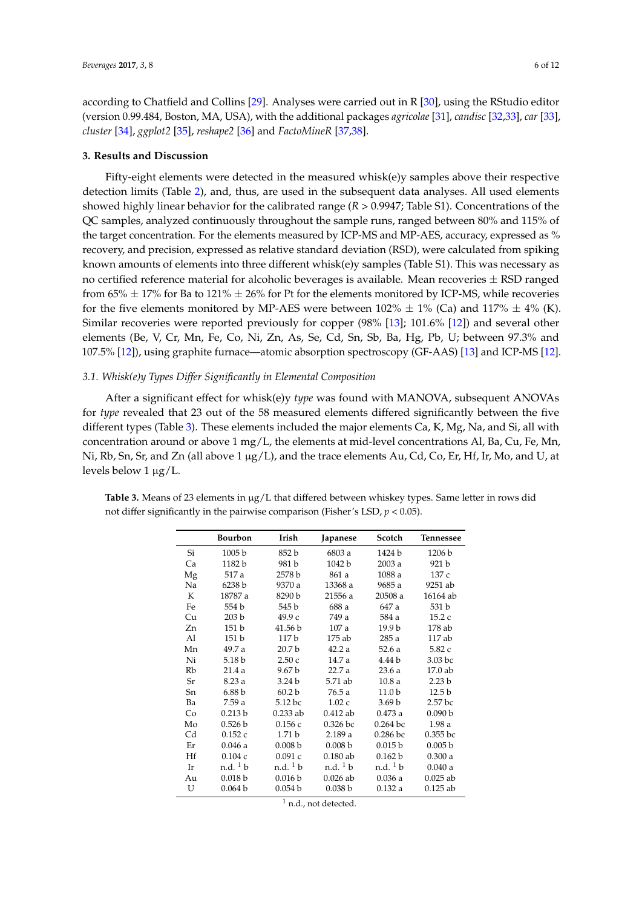according to Chatfield and Collins [29]. Analyses were carried out in R [30], using the RStudio editor (version 0.99.484, Boston, MA, USA), with the additional packages *agricolae* [31], *candisc* [32,33], *car* [33], *cluster* [34], *ggplot2* [35], *reshape2* [36] and *FactoMineR* [37,38].

## 3. Results and Discussion

Fifty-eight elements were detected in the measured whisk(e)y samples above their respective detection limits (Table 2), and, thus, are used in the subsequent data analyses. All used elements showed highly linear behavior for the calibrated range ($R > 0.9947$; Table S1). Concentrations of the QC samples, analyzed continuously throughout the sample runs, ranged between 80% and 115% of the target concentration. For the elements measured by ICP-MS and MP-AES, accuracy, expressed as % recovery, and precision, expressed as relative standard deviation (RSD), were calculated from spiking known amounts of elements into three different whisk(e)y samples (Table S1). This was necessary as no certified reference material for alcoholic beverages is available. Mean recoveries ± RSD ranged from 65% ± 17% for Ba to 121% ± 26% for Pt for the elements monitored by ICP-MS, while recoveries for the five elements monitored by MP-AES were between 102% ± 1% (Ca) and 117% ± 4% (K). Similar recoveries were reported previously for copper (98% [13]; 101.6% [12]) and several other elements (Be, V, Cr, Mn, Fe, Co, Ni, Zn, As, Se, Cd, Sn, Sb, Ba, Hg, Pb, U; between 97.3% and 107.5% [12]), using graphite furnace—atomic absorption spectroscopy (GF-AAS) [13] and ICP-MS [12].

### 3.1. Whisk(e)y Types Differ Significantly in Elemental Composition

After a significant effect for whisk(e)y *type* was found with MANOVA, subsequent ANOVAs for *type* revealed that 23 out of the 58 measured elements differed significantly between the five different types (Table 3). These elements included the major elements Ca, K, Mg, Na, and Si, all with concentration around or above 1 mg/L, the elements at mid-level concentrations Al, Ba, Cu, Fe, Mn, Ni, Rb, Sn, Sr, and Zn (all above 1 µg/L), and the trace elements Au, Cd, Co, Er, Hf, Ir, Mo, and U, at levels below 1 µg/L.

**Table 3.** Means of 23 elements in µg/L that differed between whiskey types. Same letter in rows did not differ significantly in the pairwise comparison (Fisher's LSD, $p < 0.05$).

| | Bourbon | Irish | Japanese | Scotch | Tennessee |
|---|---|---|---|---|---|
| Si | 1005 b | 852 b | 6803 a | 1424 b | 1206 b |
| Ca | 1182 b | 981 b | 1042 b | 2003 a | 921 b |
| Mg | 517 a | 2578 b | 861 a | 1088 a | 137 c |
| Na | 6238 b | 9370 a | 13368 a | 9685 a | 9251 ab |
| K | 18787 a | 8290 b | 21556 a | 20508 a | 16164 ab |
| Fe | 554 b | 545 b | 688 a | 647 a | 531 b |
| Cu | 203 b | 49.9 c | 749 a | 584 a | 15.2 c |
| Zn | 151 b | 41.56 b | 107 a | 19.9 b | 178 ab |
| Al | 151 b | 117 b | 175 ab | 285 a | 117 ab |
| Mn | 49.7 a | 20.7 b | 42.2 a | 52.6 a | 5.82 c |
| Ni | 5.18 b | 2.50 c | 14.7 a | 4.44 b | 3.03 bc |
| Rb | 21.4 a | 9.67 b | 22.7 a | 23.6 a | 17.0 ab |
| Sr | 8.23 a | 3.24 b | 5.71 ab | 10.8 a | 2.23 b |
| Sn | 6.88 b | 60.2 b | 76.5 a | 11.0 b | 12.5 b |
| Ba | 7.59 a | 5.12 bc | 1.02 c | 3.69 b | 2.57 bc |
| Co | 0.213 b | 0.233 ab | 0.412 ab | 0.473 a | 0.090 b |
| Mo | 0.526 b | 0.156 c | 0.326 bc | 0.264 bc | 1.98 a |
| Cd | 0.152 c | 1.71 b | 2.189 a | 0.286 bc | 0.355 bc |
| Er | 0.046 a | 0.008 b | 0.008 b | 0.015 b | 0.005 b |
| Hf | 0.104 c | 0.091 c | 0.180 ab | 0.162 b | 0.300 a |
| Ir | n.d. [1] b | n.d. [1] b | n.d. [1] b | n.d. [1] b | 0.040 a |
| Au | 0.018 b | 0.016 b | 0.026 ab | 0.036 a | 0.025 ab |
| U | 0.064 b | 0.054 b | 0.038 b | 0.132 a | 0.125 ab |

[1] n.d., not detected.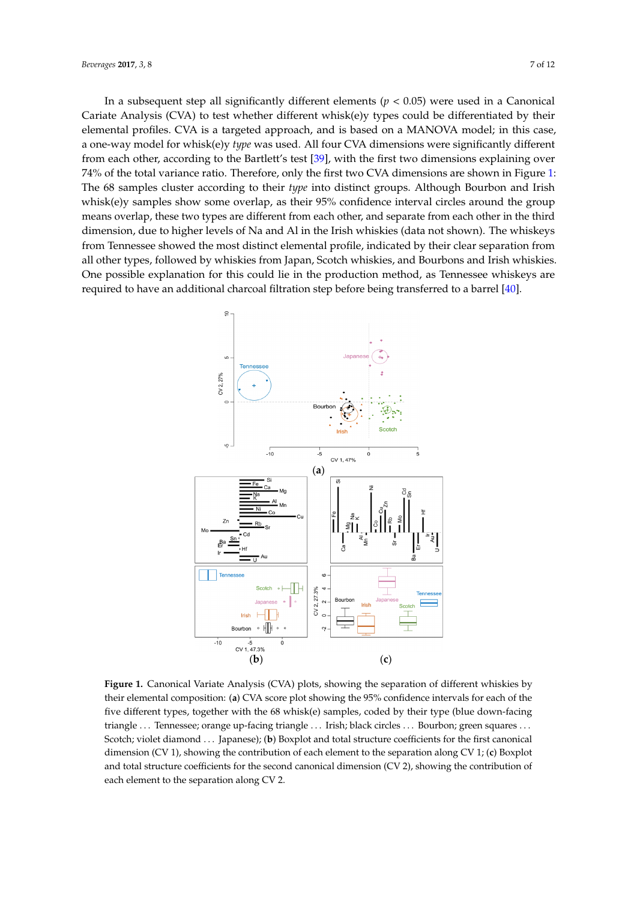In a subsequent step all significantly different elements ($p < 0.05$) were used in a Canonical Cariate Analysis (CVA) to test whether different whisk(e)y types could be differentiated by their elemental profiles. CVA is a targeted approach, and is based on a MANOVA model; in this case, a one-way model for whisk(e)y *type* was used. All four CVA dimensions were significantly different from each other, according to the Bartlett's test [39], with the first two dimensions explaining over 74% of the total variance ratio. Therefore, only the first two CVA dimensions are shown in Figure 1: The 68 samples cluster according to their *type* into distinct groups. Although Bourbon and Irish whisk(e)y samples show some overlap, as their 95% confidence interval circles around the group means overlap, these two types are different from each other, and separate from each other in the third dimension, due to higher levels of Na and Al in the Irish whiskies (data not shown). The whiskeys from Tennessee showed the most distinct elemental profile, indicated by their clear separation from all other types, followed by whiskies from Japan, Scotch whiskies, and Bourbons and Irish whiskies. One possible explanation for this could lie in the production method, as Tennessee whiskeys are required to have an additional charcoal filtration step before being transferred to a barrel [40].

**Figure 1.** Canonical Variate Analysis (CVA) plots, showing the separation of different whiskies by their elemental composition: (**a**) CVA score plot showing the 95% confidence intervals for each of the five different types, together with the 68 whisk(e) samples, coded by their type (blue down-facing triangle ... Tennessee; orange up-facing triangle ... Irish; black circles ... Bourbon; green squares ... Scotch; violet diamond ... Japanese); (**b**) Boxplot and total structure coefficients for the first canonical dimension (CV 1), showing the contribution of each element to the separation along CV 1; (**c**) Boxplot and total structure coefficients for the second canonical dimension (CV 2), showing the contribution of each element to the separation along CV 2.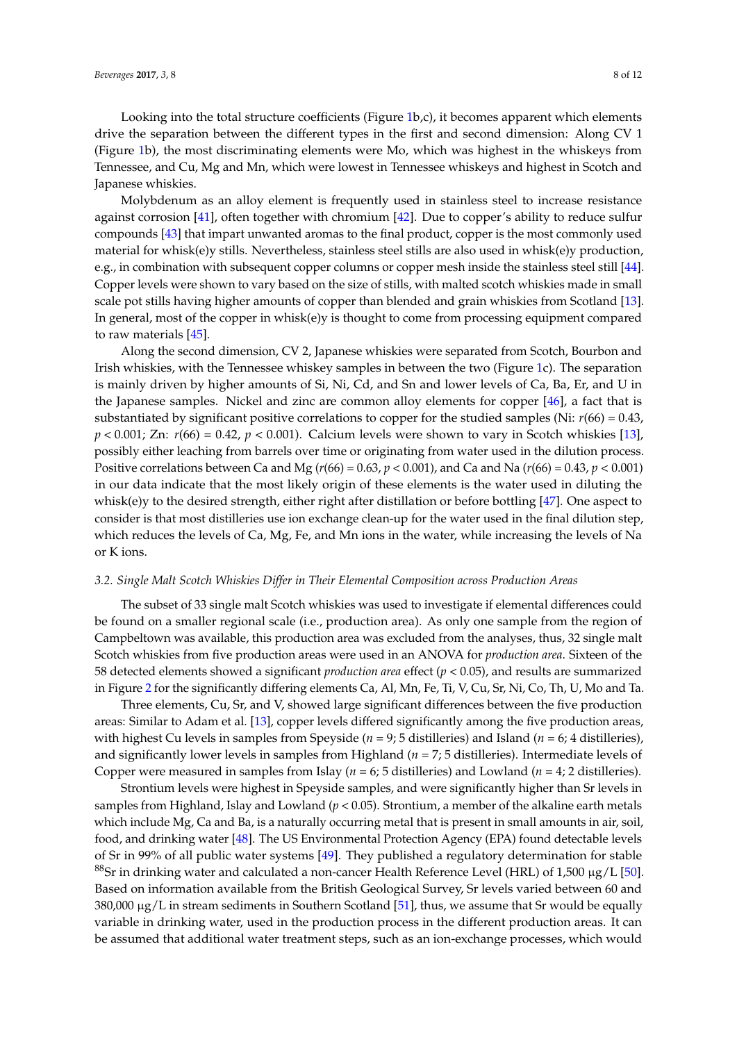Looking into the total structure coefficients (Figure 1b,c), it becomes apparent which elements drive the separation between the different types in the first and second dimension: Along CV 1 (Figure 1b), the most discriminating elements were Mo, which was highest in the whiskeys from Tennessee, and Cu, Mg and Mn, which were lowest in Tennessee whiskeys and highest in Scotch and Japanese whiskies.

Molybdenum as an alloy element is frequently used in stainless steel to increase resistance against corrosion [41], often together with chromium [42]. Due to copper's ability to reduce sulfur compounds [43] that impart unwanted aromas to the final product, copper is the most commonly used material for whisk(e)y stills. Nevertheless, stainless steel stills are also used in whisk(e)y production, e.g., in combination with subsequent copper columns or copper mesh inside the stainless steel still [44]. Copper levels were shown to vary based on the size of stills, with malted scotch whiskies made in small scale pot stills having higher amounts of copper than blended and grain whiskies from Scotland [13]. In general, most of the copper in whisk(e)y is thought to come from processing equipment compared to raw materials [45].

Along the second dimension, CV 2, Japanese whiskies were separated from Scotch, Bourbon and Irish whiskies, with the Tennessee whiskey samples in between the two (Figure 1c). The separation is mainly driven by higher amounts of Si, Ni, Cd, and Sn and lower levels of Ca, Ba, Er, and U in the Japanese samples. Nickel and zinc are common alloy elements for copper [46], a fact that is substantiated by significant positive correlations to copper for the studied samples (Ni: $r(66) = 0.43$, $p < 0.001$; Zn: $r(66) = 0.42$, $p < 0.001$). Calcium levels were shown to vary in Scotch whiskies [13], possibly either leaching from barrels over time or originating from water used in the dilution process. Positive correlations between Ca and Mg ($r(66) = 0.63$, $p < 0.001$), and Ca and Na ($r(66) = 0.43$, $p < 0.001$) in our data indicate that the most likely origin of these elements is the water used in diluting the whisk(e)y to the desired strength, either right after distillation or before bottling [47]. One aspect to consider is that most distilleries use ion exchange clean-up for the water used in the final dilution step, which reduces the levels of Ca, Mg, Fe, and Mn ions in the water, while increasing the levels of Na or K ions.

### 3.2. Single Malt Scotch Whiskies Differ in Their Elemental Composition across Production Areas

The subset of 33 single malt Scotch whiskies was used to investigate if elemental differences could be found on a smaller regional scale (i.e., production area). As only one sample from the region of Campbeltown was available, this production area was excluded from the analyses, thus, 32 single malt Scotch whiskies from five production areas were used in an ANOVA for *production area*. Sixteen of the 58 detected elements showed a significant *production area* effect ($p < 0.05$), and results are summarized in Figure 2 for the significantly differing elements Ca, Al, Mn, Fe, Ti, V, Cu, Sr, Ni, Co, Th, U, Mo and Ta.

Three elements, Cu, Sr, and V, showed large significant differences between the five production areas: Similar to Adam et al. [13], copper levels differed significantly among the five production areas, with highest Cu levels in samples from Speyside ($n = 9$; 5 distilleries) and Island ($n = 6$; 4 distilleries), and significantly lower levels in samples from Highland ($n = 7$; 5 distilleries). Intermediate levels of Copper were measured in samples from Islay ($n = 6$; 5 distilleries) and Lowland ($n = 4$; 2 distilleries).

Strontium levels were highest in Speyside samples, and were significantly higher than Sr levels in samples from Highland, Islay and Lowland ($p < 0.05$). Strontium, a member of the alkaline earth metals which include Mg, Ca and Ba, is a naturally occurring metal that is present in small amounts in air, soil, food, and drinking water [48]. The US Environmental Protection Agency (EPA) found detectable levels of Sr in 99% of all public water systems [49]. They published a regulatory determination for stable $^{88}$Sr in drinking water and calculated a non-cancer Health Reference Level (HRL) of 1,500 μg/L [50]. Based on information available from the British Geological Survey, Sr levels varied between 60 and 380,000 μg/L in stream sediments in Southern Scotland [51], thus, we assume that Sr would be equally variable in drinking water, used in the production process in the different production areas. It can be assumed that additional water treatment steps, such as an ion-exchange processes, which would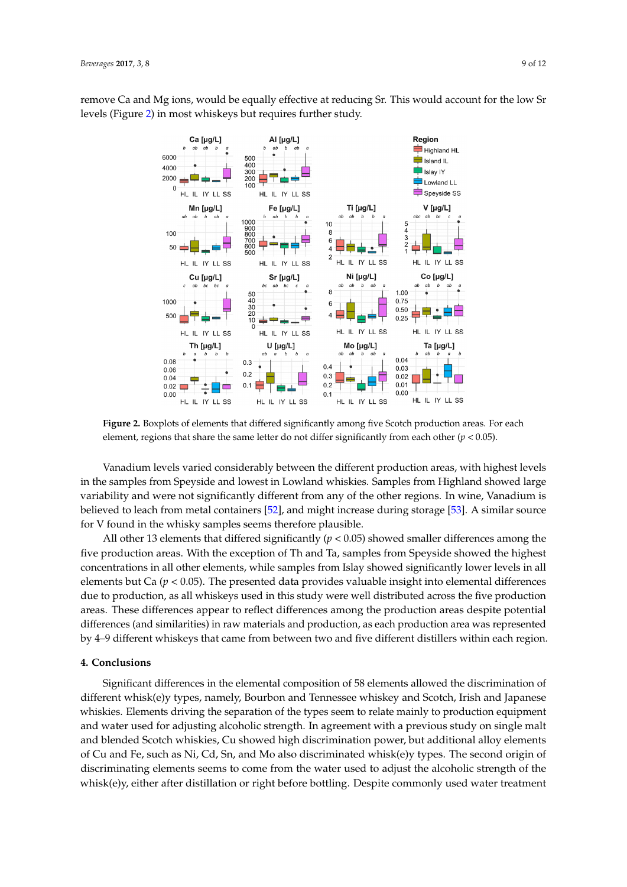remove Ca and Mg ions, would be equally effective at reducing Sr. This would account for the low Sr levels (Figure 2) in most whiskeys but requires further study.

**Figure 2.** Boxplots of elements that differed significantly among five Scotch production areas. For each element, regions that share the same letter do not differ significantly from each other ($p < 0.05$).

Vanadium levels varied considerably between the different production areas, with highest levels in the samples from Speyside and lowest in Lowland whiskies. Samples from Highland showed large variability and were not significantly different from any of the other regions. In wine, Vanadium is believed to leach from metal containers [52], and might increase during storage [53]. A similar source for V found in the whisky samples seems therefore plausible.

All other 13 elements that differed significantly ($p < 0.05$) showed smaller differences among the five production areas. With the exception of Th and Ta, samples from Speyside showed the highest concentrations in all other elements, while samples from Islay showed significantly lower levels in all elements but Ca ($p < 0.05$). The presented data provides valuable insight into elemental differences due to production, as all whiskeys used in this study were well distributed across the five production areas. These differences appear to reflect differences among the production areas despite potential differences (and similarities) in raw materials and production, as each production area was represented by 4–9 different whiskeys that came from between two and five different distillers within each region.

## 4. Conclusions

Significant differences in the elemental composition of 58 elements allowed the discrimination of different whisk(e)y types, namely, Bourbon and Tennessee whiskey and Scotch, Irish and Japanese whiskies. Elements driving the separation of the types seem to relate mainly to production equipment and water used for adjusting alcoholic strength. In agreement with a previous study on single malt and blended Scotch whiskies, Cu showed high discrimination power, but additional alloy elements of Cu and Fe, such as Ni, Cd, Sn, and Mo also discriminated whisk(e)y types. The second origin of discriminating elements seems to come from the water used to adjust the alcoholic strength of the whisk(e)y, either after distillation or right before bottling. Despite commonly used water treatment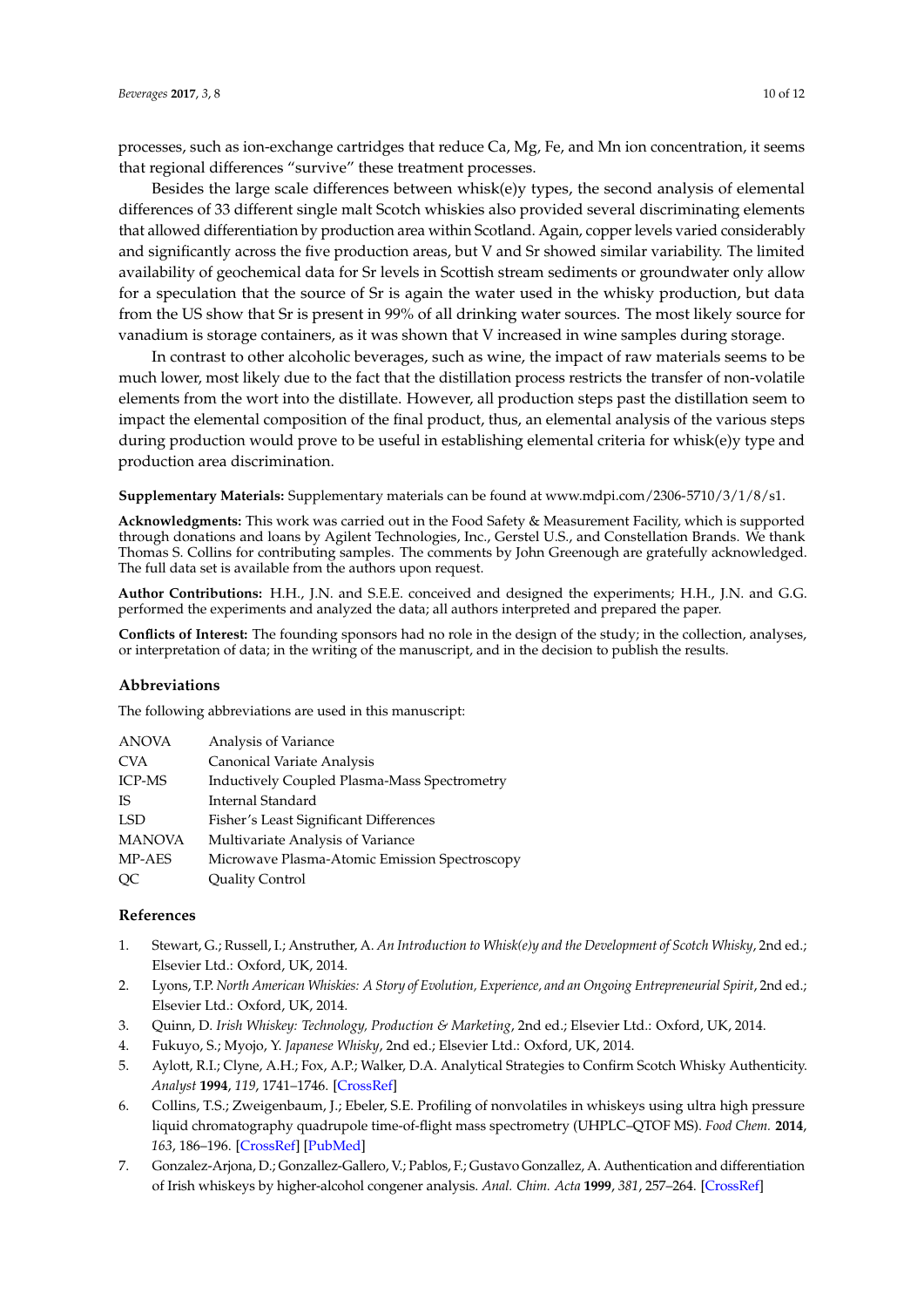processes, such as ion-exchange cartridges that reduce Ca, Mg, Fe, and Mn ion concentration, it seems that regional differences "survive" these treatment processes.

Besides the large scale differences between whisk(e)y types, the second analysis of elemental differences of 33 different single malt Scotch whiskies also provided several discriminating elements that allowed differentiation by production area within Scotland. Again, copper levels varied considerably and significantly across the five production areas, but V and Sr showed similar variability. The limited availability of geochemical data for Sr levels in Scottish stream sediments or groundwater only allow for a speculation that the source of Sr is again the water used in the whisky production, but data from the US show that Sr is present in 99% of all drinking water sources. The most likely source for vanadium is storage containers, as it was shown that V increased in wine samples during storage.

In contrast to other alcoholic beverages, such as wine, the impact of raw materials seems to be much lower, most likely due to the fact that the distillation process restricts the transfer of non-volatile elements from the wort into the distillate. However, all production steps past the distillation seem to impact the elemental composition of the final product, thus, an elemental analysis of the various steps during production would prove to be useful in establishing elemental criteria for whisk(e)y type and production area discrimination.

**Supplementary Materials:** Supplementary materials can be found at www.mdpi.com/2306-5710/3/1/8/s1.

**Acknowledgments:** This work was carried out in the Food Safety & Measurement Facility, which is supported through donations and loans by Agilent Technologies, Inc., Gerstel U.S., and Constellation Brands. We thank Thomas S. Collins for contributing samples. The comments by John Greenough are gratefully acknowledged. The full data set is available from the authors upon request.

**Author Contributions:** H.H., J.N. and S.E.E. conceived and designed the experiments; H.H., J.N. and G.G. performed the experiments and analyzed the data; all authors interpreted and prepared the paper.

**Conflicts of Interest:** The founding sponsors had no role in the design of the study; in the collection, analyses, or interpretation of data; in the writing of the manuscript, and in the decision to publish the results.

## Abbreviations

The following abbreviations are used in this manuscript:

| | |
|---|---|
| ANOVA | Analysis of Variance |
| CVA | Canonical Variate Analysis |
| ICP-MS | Inductively Coupled Plasma-Mass Spectrometry |
| IS | Internal Standard |
| LSD | Fisher's Least Significant Differences |
| MANOVA | Multivariate Analysis of Variance |
| MP-AES | Microwave Plasma-Atomic Emission Spectroscopy |
| QC | Quality Control |

## References

1. Stewart, G.; Russell, I.; Anstruther, A. *An Introduction to Whisk(e)y and the Development of Scotch Whisky*, 2nd ed.; Elsevier Ltd.: Oxford, UK, 2014.
2. Lyons, T.P. *North American Whiskies: A Story of Evolution, Experience, and an Ongoing Entrepreneurial Spirit*, 2nd ed.; Elsevier Ltd.: Oxford, UK, 2014.
3. Quinn, D. *Irish Whiskey: Technology, Production & Marketing*, 2nd ed.; Elsevier Ltd.: Oxford, UK, 2014.
4. Fukuyo, S.; Myojo, Y. *Japanese Whisky*, 2nd ed.; Elsevier Ltd.: Oxford, UK, 2014.
5. Aylott, R.I.; Clyne, A.H.; Fox, A.P.; Walker, D.A. Analytical Strategies to Confirm Scotch Whisky Authenticity. *Analyst* **1994**, *119*, 1741–1746. [CrossRef]
6. Collins, T.S.; Zweigenbaum, J.; Ebeler, S.E. Profiling of nonvolatiles in whiskeys using ultra high pressure liquid chromatography quadrupole time-of-flight mass spectrometry (UHPLC–QTOF MS). *Food Chem.* **2014**, *163*, 186–196. [CrossRef] [PubMed]
7. Gonzalez-Arjona, D.; Gonzalez-Gallero, V.; Pablos, F.; Gustavo Gonzalez, A. Authentication and differentiation of Irish whiskeys by higher-alcohol congener analysis. *Anal. Chim. Acta* **1999**, *381*, 257–264. [CrossRef]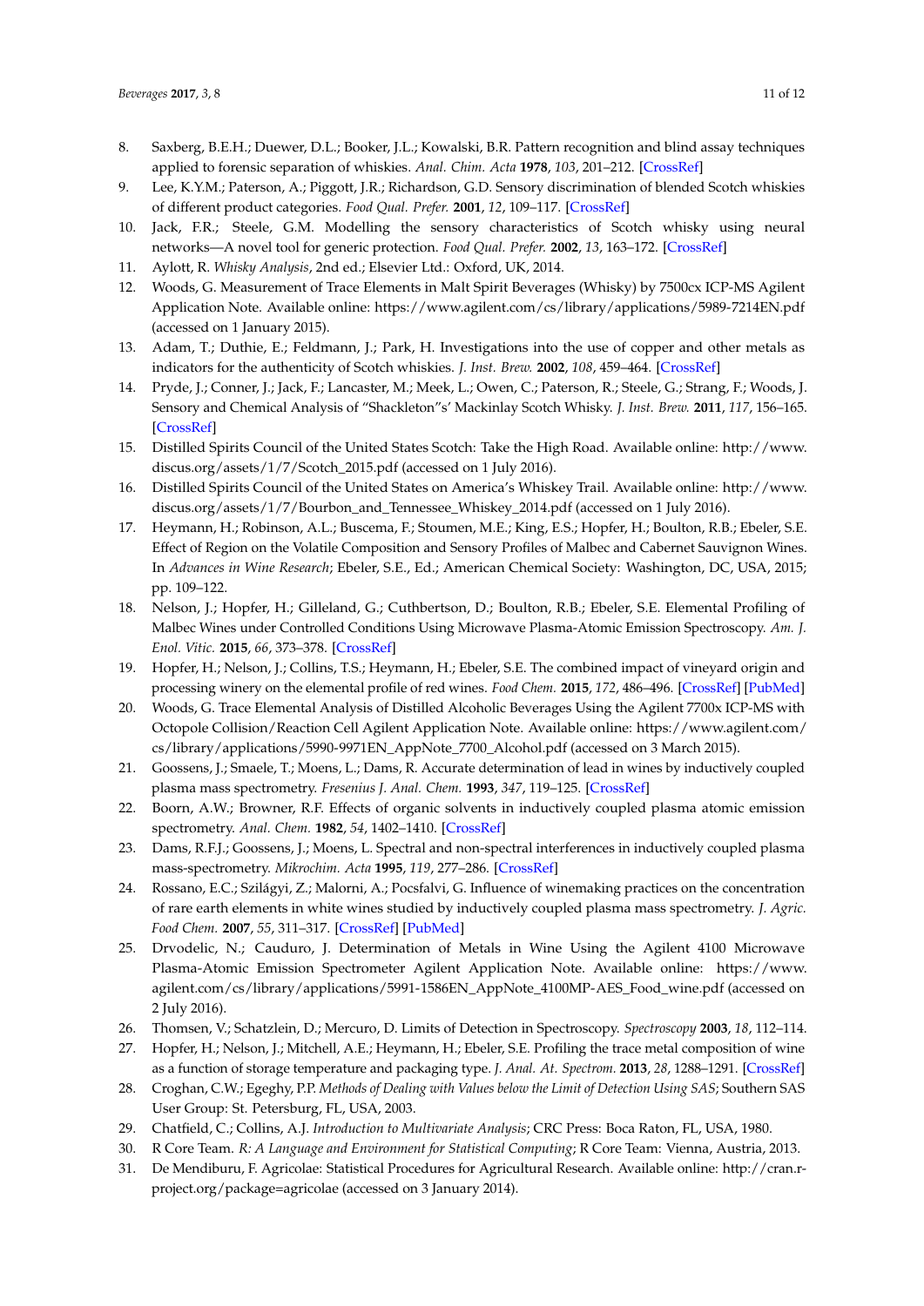8. Saxberg, B.E.H.; Duewer, D.L.; Booker, J.L.; Kowalski, B.R. Pattern recognition and blind assay techniques applied to forensic separation of whiskies. *Anal. Chim. Acta* **1978**, *103*, 201–212. [CrossRef]
9. Lee, K.Y.M.; Paterson, A.; Piggott, J.R.; Richardson, G.D. Sensory discrimination of blended Scotch whiskies of different product categories. *Food Qual. Prefer.* **2001**, *12*, 109–117. [CrossRef]
10. Jack, F.R.; Steele, G.M. Modelling the sensory characteristics of Scotch whisky using neural networks—A novel tool for generic protection. *Food Qual. Prefer.* **2002**, *13*, 163–172. [CrossRef]
11. Aylott, R. *Whisky Analysis*, 2nd ed.; Elsevier Ltd.: Oxford, UK, 2014.
12. Woods, G. Measurement of Trace Elements in Malt Spirit Beverages (Whisky) by 7500cx ICP-MS Agilent Application Note. Available online: https://www.agilent.com/cs/library/applications/5989-7214EN.pdf (accessed on 1 January 2015).
13. Adam, T.; Duthie, E.; Feldmann, J.; Park, H. Investigations into the use of copper and other metals as indicators for the authenticity of Scotch whiskies. *J. Inst. Brew.* **2002**, *108*, 459–464. [CrossRef]
14. Pryde, J.; Conner, J.; Jack, F.; Lancaster, M.; Meek, L.; Owen, C.; Paterson, R.; Steele, G.; Strang, F.; Woods, J. Sensory and Chemical Analysis of "Shackleton"s' Mackinlay Scotch Whisky. *J. Inst. Brew.* **2011**, *117*, 156–165. [CrossRef]
15. Distilled Spirits Council of the United States Scotch: Take the High Road. Available online: http://www.discus.org/assets/1/7/Scotch_2015.pdf (accessed on 1 July 2016).
16. Distilled Spirits Council of the United States on America's Whiskey Trail. Available online: http://www.discus.org/assets/1/7/Bourbon_and_Tennessee_Whiskey_2014.pdf (accessed on 1 July 2016).
17. Heymann, H.; Robinson, A.L.; Buscema, F.; Stoumen, M.E.; King, E.S.; Hopfer, H.; Boulton, R.B.; Ebeler, S.E. Effect of Region on the Volatile Composition and Sensory Profiles of Malbec and Cabernet Sauvignon Wines. In *Advances in Wine Research*; Ebeler, S.E., Ed.; American Chemical Society: Washington, DC, USA, 2015; pp. 109–122.
18. Nelson, J.; Hopfer, H.; Gilleland, G.; Cuthbertson, D.; Boulton, R.B.; Ebeler, S.E. Elemental Profiling of Malbec Wines under Controlled Conditions Using Microwave Plasma-Atomic Emission Spectroscopy. *Am. J. Enol. Vitic.* **2015**, *66*, 373–378. [CrossRef]
19. Hopfer, H.; Nelson, J.; Collins, T.S.; Heymann, H.; Ebeler, S.E. The combined impact of vineyard origin and processing winery on the elemental profile of red wines. *Food Chem.* **2015**, *172*, 486–496. [CrossRef] [PubMed]
20. Woods, G. Trace Elemental Analysis of Distilled Alcoholic Beverages Using the Agilent 7700x ICP-MS with Octopole Collision/Reaction Cell Agilent Application Note. Available online: https://www.agilent.com/cs/library/applications/5990-9971EN_AppNote_7700_Alcohol.pdf (accessed on 3 March 2015).
21. Goossens, J.; Smaele, T.; Moens, L.; Dams, R. Accurate determination of lead in wines by inductively coupled plasma mass spectrometry. *Fresenius J. Anal. Chem.* **1993**, *347*, 119–125. [CrossRef]
22. Boorn, A.W.; Browner, R.F. Effects of organic solvents in inductively coupled plasma atomic emission spectrometry. *Anal. Chem.* **1982**, *54*, 1402–1410. [CrossRef]
23. Dams, R.F.J.; Goossens, J.; Moens, L. Spectral and non-spectral interferences in inductively coupled plasma mass-spectrometry. *Mikrochim. Acta* **1995**, *119*, 277–286. [CrossRef]
24. Rossano, E.C.; Szilágyi, Z.; Malorni, A.; Pocsfalvi, G. Influence of winemaking practices on the concentration of rare earth elements in white wines studied by inductively coupled plasma mass spectrometry. *J. Agric. Food Chem.* **2007**, *55*, 311–317. [CrossRef] [PubMed]
25. Drvodelic, N.; Cauduro, J. Determination of Metals in Wine Using the Agilent 4100 Microwave Plasma-Atomic Emission Spectrometer Agilent Application Note. Available online: https://www.agilent.com/cs/library/applications/5991-1586EN_AppNote_4100MP-AES_Food_wine.pdf (accessed on 2 July 2016).
26. Thomsen, V.; Schatzlein, D.; Mercuro, D. Limits of Detection in Spectroscopy. *Spectroscopy* **2003**, *18*, 112–114.
27. Hopfer, H.; Nelson, J.; Mitchell, A.E.; Heymann, H.; Ebeler, S.E. Profiling the trace metal composition of wine as a function of storage temperature and packaging type. *J. Anal. At. Spectrom.* **2013**, *28*, 1288–1291. [CrossRef]
28. Croghan, C.W.; Egeghy, P.P. *Methods of Dealing with Values below the Limit of Detection Using SAS*; Southern SAS User Group: St. Petersburg, FL, USA, 2003.
29. Chatfield, C.; Collins, A.J. *Introduction to Multivariate Analysis*; CRC Press: Boca Raton, FL, USA, 1980.
30. R Core Team. *R: A Language and Environment for Statistical Computing*; R Core Team: Vienna, Austria, 2013.
31. De Mendiburu, F. Agricolae: Statistical Procedures for Agricultural Research. Available online: http://cran.r-project.org/package=agricolae (accessed on 3 January 2014).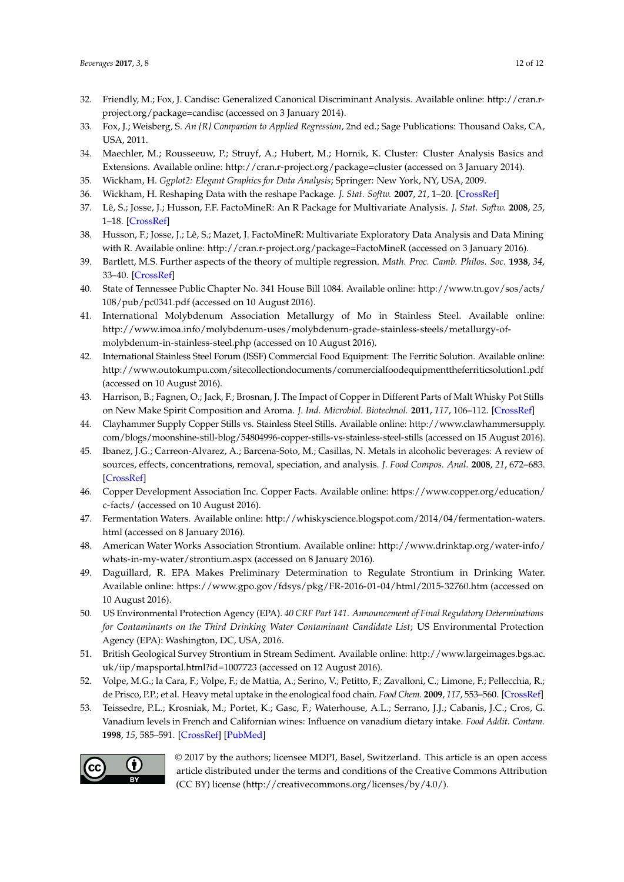32. Friendly, M.; Fox, J. Candisc: Generalized Canonical Discriminant Analysis. Available online: http://cran.r-project.org/package=candisc (accessed on 3 January 2014).
33. Fox, J.; Weisberg, S. *An {R} Companion to Applied Regression*, 2nd ed.; Sage Publications: Thousand Oaks, CA, USA, 2011.
34. Maechler, M.; Rousseeuw, P.; Struyf, A.; Hubert, M.; Hornik, K. Cluster: Cluster Analysis Basics and Extensions. Available online: http://cran.r-project.org/package=cluster (accessed on 3 January 2014).
35. Wickham, H. *Ggplot2: Elegant Graphics for Data Analysis*; Springer: New York, NY, USA, 2009.
36. Wickham, H. Reshaping Data with the reshape Package. *J. Stat. Softw.* **2007**, *21*, 1–20. [CrossRef]
37. Lê, S.; Josse, J.; Husson, F.F. FactoMineR: An R Package for Multivariate Analysis. *J. Stat. Softw.* **2008**, *25*, 1–18. [CrossRef]
38. Husson, F.; Josse, J.; Lê, S.; Mazet, J. FactoMineR: Multivariate Exploratory Data Analysis and Data Mining with R. Available online: http://cran.r-project.org/package=FactoMineR (accessed on 3 January 2016).
39. Bartlett, M.S. Further aspects of the theory of multiple regression. *Math. Proc. Camb. Philos. Soc.* **1938**, *34*, 33–40. [CrossRef]
40. State of Tennessee Public Chapter No. 341 House Bill 1084. Available online: http://www.tn.gov/sos/acts/108/pub/pc0341.pdf (accessed on 10 August 2016).
41. International Molybdenum Association Metallurgy of Mo in Stainless Steel. Available online: http://www.imoa.info/molybdenum-uses/molybdenum-grade-stainless-steels/metallurgy-of-molybdenum-in-stainless-steel.php (accessed on 10 August 2016).
42. International Stainless Steel Forum (ISSF) Commercial Food Equipment: The Ferritic Solution. Available online: http://www.outokumpu.com/sitecollectiondocuments/commercialfoodequipmenttheferriticsolution1.pdf (accessed on 10 August 2016).
43. Harrison, B.; Fagnen, O.; Jack, F.; Brosnan, J. The Impact of Copper in Different Parts of Malt Whisky Pot Stills on New Make Spirit Composition and Aroma. *J. Ind. Microbiol. Biotechnol.* **2011**, *117*, 106–112. [CrossRef]
44. Clayhammer Supply Copper Stills vs. Stainless Steel Stills. Available online: http://www.clawhammersupply.com/blogs/moonshine-still-blog/54804996-copper-stills-vs-stainless-steel-stills (accessed on 15 August 2016).
45. Ibanez, J.G.; Carreon-Alvarez, A.; Barcena-Soto, M.; Casillas, N. Metals in alcoholic beverages: A review of sources, effects, concentrations, removal, speciation, and analysis. *J. Food Compos. Anal.* **2008**, *21*, 672–683. [CrossRef]
46. Copper Development Association Inc. Copper Facts. Available online: https://www.copper.org/education/c-facts/ (accessed on 10 August 2016).
47. Fermentation Waters. Available online: http://whiskyscience.blogspot.com/2014/04/fermentation-waters.html (accessed on 8 January 2016).
48. American Water Works Association Strontium. Available online: http://www.drinktap.org/water-info/whats-in-my-water/strontium.aspx (accessed on 8 January 2016).
49. Daguillard, R. EPA Makes Preliminary Determination to Regulate Strontium in Drinking Water. Available online: https://www.gpo.gov/fdsys/pkg/FR-2016-01-04/html/2015-32760.htm (accessed on 10 August 2016).
50. US Environmental Protection Agency (EPA). *40 CRF Part 141. Announcement of Final Regulatory Determinations for Contaminants on the Third Drinking Water Contaminant Candidate List*; US Environmental Protection Agency (EPA): Washington, DC, USA, 2016.
51. British Geological Survey Strontium in Stream Sediment. Available online: http://www.largeimages.bgs.ac.uk/iip/mapsportal.html?id=1007723 (accessed on 12 August 2016).
52. Volpe, M.G.; la Cara, F.; Volpe, F.; de Mattia, A.; Serino, V.; Petitto, F.; Zavalloni, C.; Limone, F.; Pellecchia, R.; de Prisco, P.P.; et al. Heavy metal uptake in the enological food chain. *Food Chem.* **2009**, *117*, 553–560. [CrossRef]
53. Teissedre, P.L.; Krosniak, M.; Portet, K.; Gasc, F.; Waterhouse, A.L.; Serrano, J.J.; Cabanis, J.C.; Cros, G. Vanadium levels in French and Californian wines: Influence on vanadium dietary intake. *Food Addit. Contam.* **1998**, *15*, 585–591. [CrossRef] [PubMed]

© 2017 by the authors; licensee MDPI, Basel, Switzerland. This article is an open access article distributed under the terms and conditions of the Creative Commons Attribution (CC BY) license (http://creativecommons.org/licenses/by/4.0/).